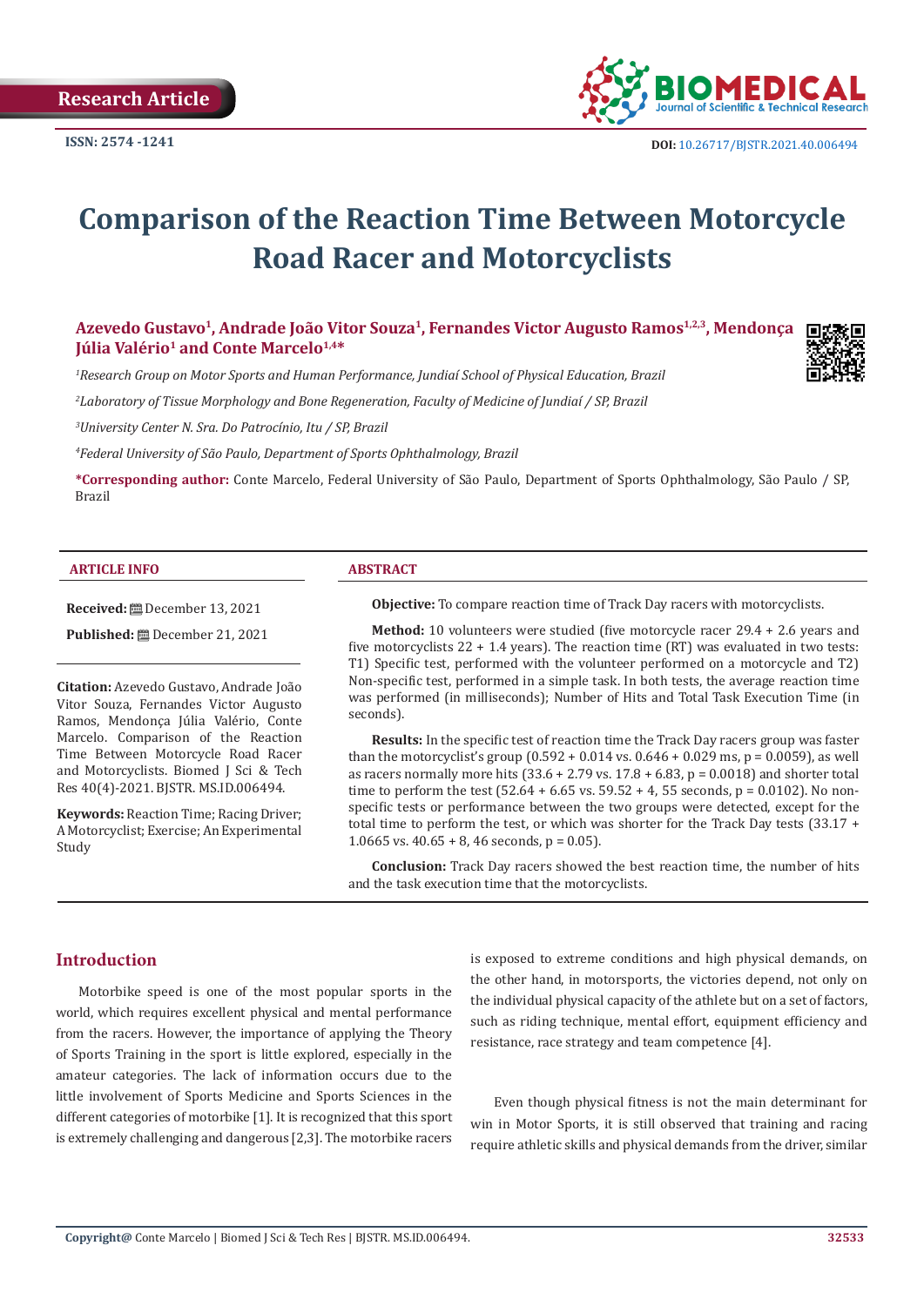Research Article

ISSN: 2574 -1241

DOI: 10.26717/BJSTR.2021.40.006494

# Comparison of the Reaction Time Between Motorcycle Road Racer and Motorcyclists

**Azevedo Gustavo[1], Andrade João Vitor Souza[1], Fernandes Victor Augusto Ramos[1,2,3], Mendonça Júlia Valério[1] and Conte Marcelo[1,4]***

*[1]Research Group on Motor Sports and Human Performance, Jundiaí School of Physical Education, Brazil*

*[2]Laboratory of Tissue Morphology and Bone Regeneration, Faculty of Medicine of Jundiaí / SP, Brazil*

*[3]University Center N. Sra. Do Patrocínio, Itu / SP, Brazil*

*[4]Federal University of São Paulo, Department of Sports Ophthalmology, Brazil*

**\*Corresponding author:** Conte Marcelo, Federal University of São Paulo, Department of Sports Ophthalmology, São Paulo / SP, Brazil

## ARTICLE INFO

**Received:** December 13, 2021

**Published:** December 21, 2021

**Citation:** Azevedo Gustavo, Andrade João Vitor Souza, Fernandes Victor Augusto Ramos, Mendonça Júlia Valério, Conte Marcelo. Comparison of the Reaction Time Between Motorcycle Road Racer and Motorcyclists. Biomed J Sci & Tech Res 40(4)-2021. BJSTR. MS.ID.006494.

**Keywords:** Reaction Time; Racing Driver; A Motorcyclist; Exercise; An Experimental Study

## ABSTRACT

**Objective:** To compare reaction time of Track Day racers with motorcyclists.

**Method:** 10 volunteers were studied (five motorcycle racer 29.4 + 2.6 years and five motorcyclists 22 + 1.4 years). The reaction time (RT) was evaluated in two tests: T1) Specific test, performed with the volunteer performed on a motorcycle and T2) Non-specific test, performed in a simple task. In both tests, the average reaction time was performed (in milliseconds); Number of Hits and Total Task Execution Time (in seconds).

**Results:** In the specific test of reaction time the Track Day racers group was faster than the motorcyclist's group (0.592 + 0.014 vs. 0.646 + 0.029 ms, $p = 0.0059$), as well as racers normally more hits (33.6 + 2.79 vs. 17.8 + 6.83, $p = 0.0018$) and shorter total time to perform the test (52.64 + 6.65 vs. 59.52 + 4, 55 seconds, $p = 0.0102$). No non-specific tests or performance between the two groups were detected, except for the total time to perform the test, or which was shorter for the Track Day tests (33.17 + 1.0665 vs. 40.65 + 8, 46 seconds, $p = 0.05$).

**Conclusion:** Track Day racers showed the best reaction time, the number of hits and the task execution time that the motorcyclists.

## Introduction

Motorbike speed is one of the most popular sports in the world, which requires excellent physical and mental performance from the racers. However, the importance of applying the Theory of Sports Training in the sport is little explored, especially in the amateur categories. The lack of information occurs due to the little involvement of Sports Medicine and Sports Sciences in the different categories of motorbike [1]. It is recognized that this sport is extremely challenging and dangerous [2,3]. The motorbike racers is exposed to extreme conditions and high physical demands, on the other hand, in motorsports, the victories depend, not only on the individual physical capacity of the athlete but on a set of factors, such as riding technique, mental effort, equipment efficiency and resistance, race strategy and team competence [4].

Even though physical fitness is not the main determinant for win in Motor Sports, it is still observed that training and racing require athletic skills and physical demands from the driver, similar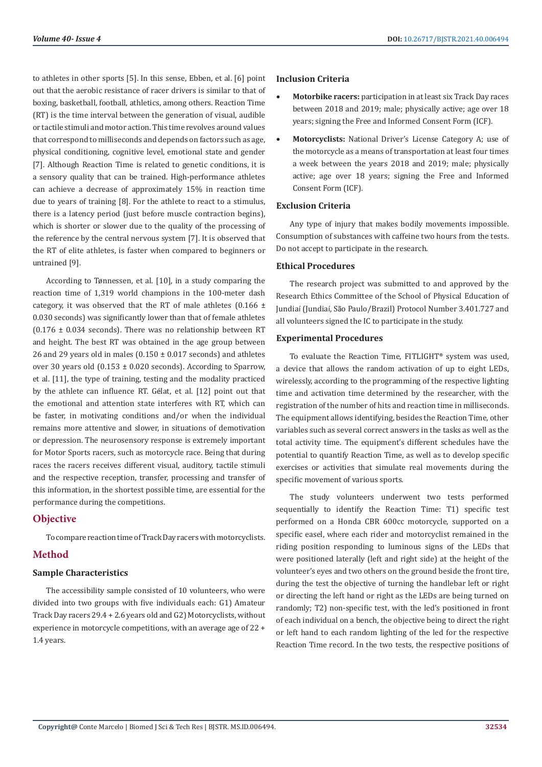to athletes in other sports [5]. In this sense, Ebben, et al. [6] point out that the aerobic resistance of racer drivers is similar to that of boxing, basketball, football, athletics, among others. Reaction Time (RT) is the time interval between the generation of visual, audible or tactile stimuli and motor action. This time revolves around values that correspond to milliseconds and depends on factors such as age, physical conditioning, cognitive level, emotional state and gender [7]. Although Reaction Time is related to genetic conditions, it is a sensory quality that can be trained. High-performance athletes can achieve a decrease of approximately 15% in reaction time due to years of training [8]. For the athlete to react to a stimulus, there is a latency period (just before muscle contraction begins), which is shorter or slower due to the quality of the processing of the reference by the central nervous system [7]. It is observed that the RT of elite athletes, is faster when compared to beginners or untrained [9].

According to Tønnessen, et al. [10], in a study comparing the reaction time of 1,319 world champions in the 100-meter dash category, it was observed that the RT of male athletes (0.166 ± 0.030 seconds) was significantly lower than that of female athletes (0.176 ± 0.034 seconds). There was no relationship between RT and height. The best RT was obtained in the age group between 26 and 29 years old in males (0.150 ± 0.017 seconds) and athletes over 30 years old (0.153 ± 0.020 seconds). According to Sparrow, et al. [11], the type of training, testing and the modality practiced by the athlete can influence RT. Gélat, et al. [12] point out that the emotional and attention state interferes with RT, which can be faster, in motivating conditions and/or when the individual remains more attentive and slower, in situations of demotivation or depression. The neurosensory response is extremely important for Motor Sports racers, such as motorcycle race. Being that during races the racers receives different visual, auditory, tactile stimuli and the respective reception, transfer, processing and transfer of this information, in the shortest possible time, are essential for the performance during the competitions.

## Objective

To compare reaction time of Track Day racers with motorcyclists.

## Method

### Sample Characteristics

The accessibility sample consisted of 10 volunteers, who were divided into two groups with five individuals each: G1) Amateur Track Day racers 29.4 + 2.6 years old and G2) Motorcyclists, without experience in motorcycle competitions, with an average age of 22 + 1.4 years.

### Inclusion Criteria

- **Motorbike racers:** participation in at least six Track Day races between 2018 and 2019; male; physically active; age over 18 years; signing the Free and Informed Consent Form (ICF).
- **Motorcyclists:** National Driver's License Category A; use of the motorcycle as a means of transportation at least four times a week between the years 2018 and 2019; male; physically active; age over 18 years; signing the Free and Informed Consent Form (ICF).

### Exclusion Criteria

Any type of injury that makes bodily movements impossible. Consumption of substances with caffeine two hours from the tests. Do not accept to participate in the research.

### Ethical Procedures

The research project was submitted to and approved by the Research Ethics Committee of the School of Physical Education of Jundiaí (Jundiaí, São Paulo/Brazil) Protocol Number 3.401.727 and all volunteers signed the IC to participate in the study.

### Experimental Procedures

To evaluate the Reaction Time, FITLIGHT® system was used, a device that allows the random activation of up to eight LEDs, wirelessly, according to the programming of the respective lighting time and activation time determined by the researcher, with the registration of the number of hits and reaction time in milliseconds. The equipment allows identifying, besides the Reaction Time, other variables such as several correct answers in the tasks as well as the total activity time. The equipment's different schedules have the potential to quantify Reaction Time, as well as to develop specific exercises or activities that simulate real movements during the specific movement of various sports.

The study volunteers underwent two tests performed sequentially to identify the Reaction Time: T1) specific test performed on a Honda CBR 600cc motorcycle, supported on a specific easel, where each rider and motorcyclist remained in the riding position responding to luminous signs of the LEDs that were positioned laterally (left and right side) at the height of the volunteer's eyes and two others on the ground beside the front tire, during the test the objective of turning the handlebar left or right or directing the left hand or right as the LEDs are being turned on randomly; T2) non-specific test, with the led's positioned in front of each individual on a bench, the objective being to direct the right or left hand to each random lighting of the led for the respective Reaction Time record. In the two tests, the respective positions of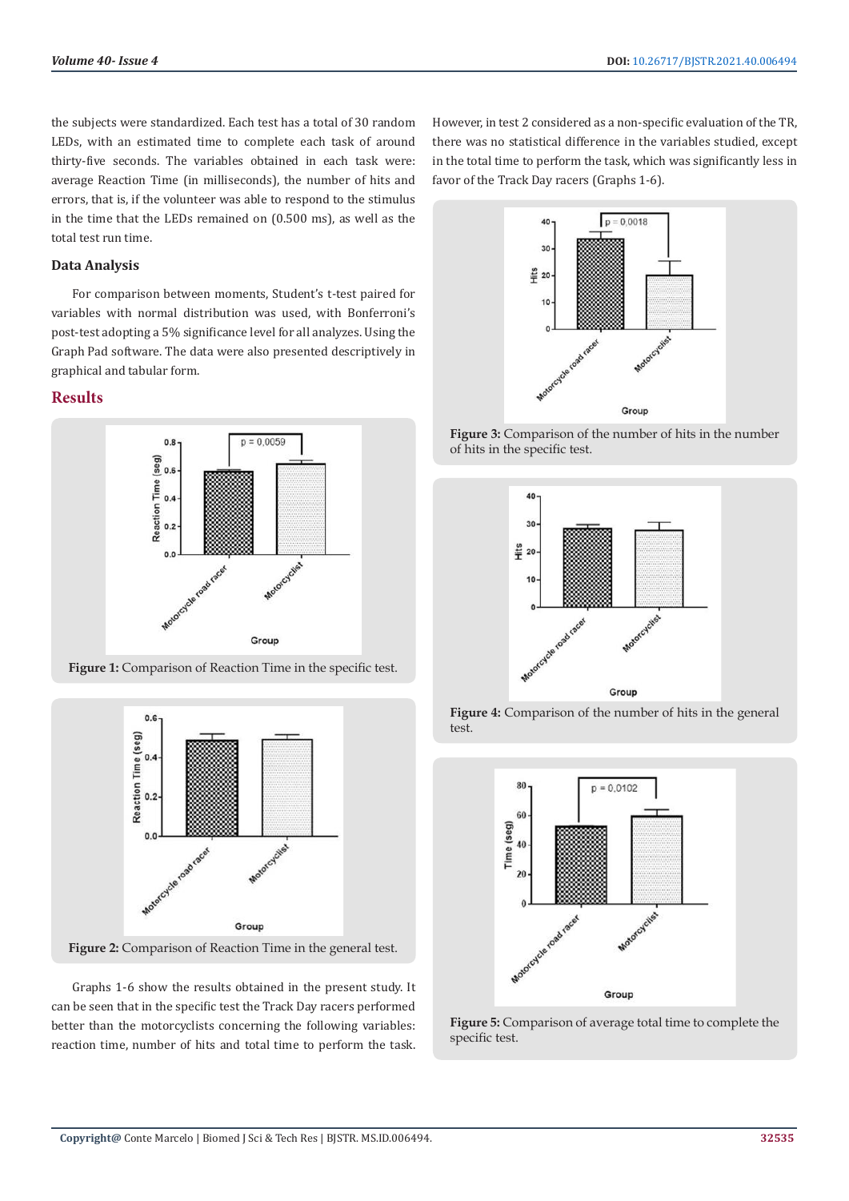the subjects were standardized. Each test has a total of 30 random LEDs, with an estimated time to complete each task of around thirty-five seconds. The variables obtained in each task were: average Reaction Time (in milliseconds), the number of hits and errors, that is, if the volunteer was able to respond to the stimulus in the time that the LEDs remained on (0.500 ms), as well as the total test run time.

### Data Analysis

For comparison between moments, Student's t-test paired for variables with normal distribution was used, with Bonferroni's post-test adopting a 5% significance level for all analyzes. Using the Graph Pad software. The data were also presented descriptively in graphical and tabular form.

## Results

**Figure 1:** Comparison of Reaction Time in the specific test.

**Figure 2:** Comparison of Reaction Time in the general test.

Graphs 1-6 show the results obtained in the present study. It can be seen that in the specific test the Track Day racers performed better than the motorcyclists concerning the following variables: reaction time, number of hits and total time to perform the task. However, in test 2 considered as a non-specific evaluation of the TR, there was no statistical difference in the variables studied, except in the total time to perform the task, which was significantly less in favor of the Track Day racers (Graphs 1-6).

**Figure 3:** Comparison of the number of hits in the number of hits in the specific test.

**Figure 4:** Comparison of the number of hits in the general test.

**Figure 5:** Comparison of average total time to complete the specific test.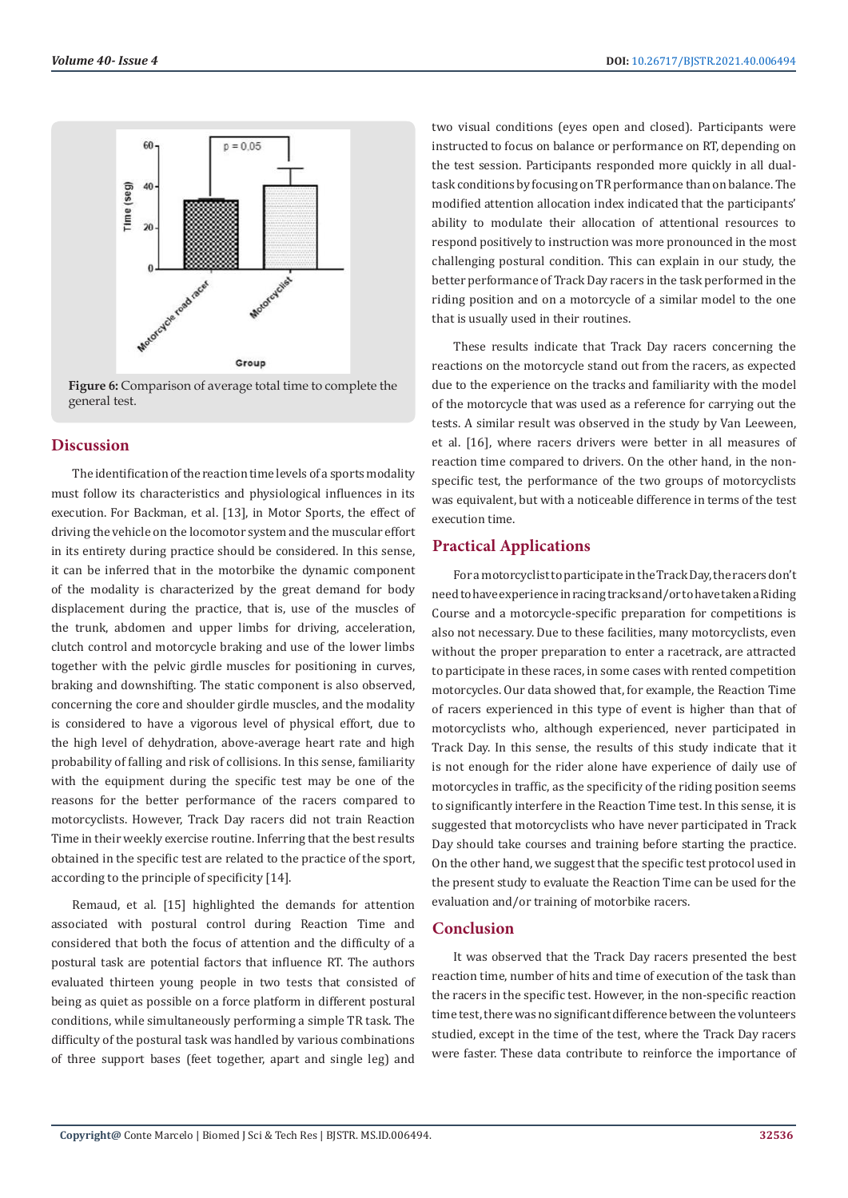Figure 6: Comparison of average total time to complete the general test.

## Discussion

The identification of the reaction time levels of a sports modality must follow its characteristics and physiological influences in its execution. For Backman, et al. [13], in Motor Sports, the effect of driving the vehicle on the locomotor system and the muscular effort in its entirety during practice should be considered. In this sense, it can be inferred that in the motorbike the dynamic component of the modality is characterized by the great demand for body displacement during the practice, that is, use of the muscles of the trunk, abdomen and upper limbs for driving, acceleration, clutch control and motorcycle braking and use of the lower limbs together with the pelvic girdle muscles for positioning in curves, braking and downshifting. The static component is also observed, concerning the core and shoulder girdle muscles, and the modality is considered to have a vigorous level of physical effort, due to the high level of dehydration, above-average heart rate and high probability of falling and risk of collisions. In this sense, familiarity with the equipment during the specific test may be one of the reasons for the better performance of the racers compared to motorcyclists. However, Track Day racers did not train Reaction Time in their weekly exercise routine. Inferring that the best results obtained in the specific test are related to the practice of the sport, according to the principle of specificity [14].

Remaud, et al. [15] highlighted the demands for attention associated with postural control during Reaction Time and considered that both the focus of attention and the difficulty of a postural task are potential factors that influence RT. The authors evaluated thirteen young people in two tests that consisted of being as quiet as possible on a force platform in different postural conditions, while simultaneously performing a simple TR task. The difficulty of the postural task was handled by various combinations of three support bases (feet together, apart and single leg) and two visual conditions (eyes open and closed). Participants were instructed to focus on balance or performance on RT, depending on the test session. Participants responded more quickly in all dual-task conditions by focusing on TR performance than on balance. The modified attention allocation index indicated that the participants' ability to modulate their allocation of attentional resources to respond positively to instruction was more pronounced in the most challenging postural condition. This can explain in our study, the better performance of Track Day racers in the task performed in the riding position and on a motorcycle of a similar model to the one that is usually used in their routines.

These results indicate that Track Day racers concerning the reactions on the motorcycle stand out from the racers, as expected due to the experience on the tracks and familiarity with the model of the motorcycle that was used as a reference for carrying out the tests. A similar result was observed in the study by Van Leeween, et al. [16], where racers drivers were better in all measures of reaction time compared to drivers. On the other hand, in the non-specific test, the performance of the two groups of motorcyclists was equivalent, but with a noticeable difference in terms of the test execution time.

## Practical Applications

For a motorcyclist to participate in the Track Day, the racers don't need to have experience in racing tracks and/or to have taken a Riding Course and a motorcycle-specific preparation for competitions is also not necessary. Due to these facilities, many motorcyclists, even without the proper preparation to enter a racetrack, are attracted to participate in these races, in some cases with rented competition motorcycles. Our data showed that, for example, the Reaction Time of racers experienced in this type of event is higher than that of motorcyclists who, although experienced, never participated in Track Day. In this sense, the results of this study indicate that it is not enough for the rider alone have experience of daily use of motorcycles in traffic, as the specificity of the riding position seems to significantly interfere in the Reaction Time test. In this sense, it is suggested that motorcyclists who have never participated in Track Day should take courses and training before starting the practice. On the other hand, we suggest that the specific test protocol used in the present study to evaluate the Reaction Time can be used for the evaluation and/or training of motorbike racers.

## Conclusion

It was observed that the Track Day racers presented the best reaction time, number of hits and time of execution of the task than the racers in the specific test. However, in the non-specific reaction time test, there was no significant difference between the volunteers studied, except in the time of the test, where the Track Day racers were faster. These data contribute to reinforce the importance of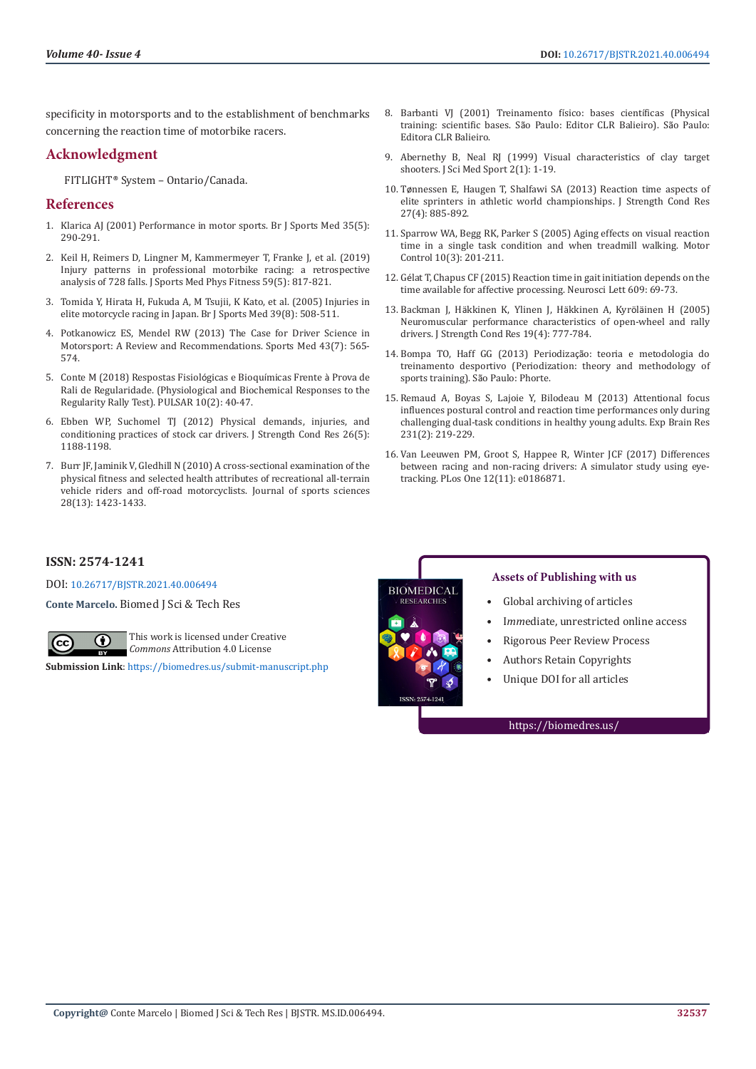specificity in motorsports and to the establishment of benchmarks concerning the reaction time of motorbike racers.

## Acknowledgment

FITLIGHT® System – Ontario/Canada.

## References

1. Klarica AJ (2001) Performance in motor sports. Br J Sports Med 35(5): 290-291.
2. Keil H, Reimers D, Lingner M, Kammermeyer T, Franke J, et al. (2019) Injury patterns in professional motorbike racing: a retrospective analysis of 728 falls. J Sports Med Phys Fitness 59(5): 817-821.
3. Tomida Y, Hirata H, Fukuda A, M Tsujii, K Kato, et al. (2005) Injuries in elite motorcycle racing in Japan. Br J Sports Med 39(8): 508-511.
4. Potkanowicz ES, Mendel RW (2013) The Case for Driver Science in Motorsport: A Review and Recommendations. Sports Med 43(7): 565-574.
5. Conte M (2018) Respostas Fisiológicas e Bioquímicas Frente à Prova de Rali de Regularidade. (Physiological and Biochemical Responses to the Regularity Rally Test). PULSAR 10(2): 40-47.
6. Ebben WP, Suchomel TJ (2012) Physical demands, injuries, and conditioning practices of stock car drivers. J Strength Cond Res 26(5): 1188-1198.
7. Burr JF, Jaminik V, Gledhill N (2010) A cross-sectional examination of the physical fitness and selected health attributes of recreational all-terrain vehicle riders and off-road motorcyclists. Journal of sports sciences 28(13): 1423-1433.
8. Barbanti VJ (2001) Treinamento físico: bases científicas (Physical training: scientific bases. São Paulo: Editor CLR Balieiro). São Paulo: Editora CLR Balieiro.
9. Abernethy B, Neal RJ (1999) Visual characteristics of clay target shooters. J Sci Med Sport 2(1): 1-19.
10. Tønnessen E, Haugen T, Shalfawi SA (2013) Reaction time aspects of elite sprinters in athletic world championships. J Strength Cond Res 27(4): 885-892.
11. Sparrow WA, Begg RK, Parker S (2005) Aging effects on visual reaction time in a single task condition and when treadmill walking. Motor Control 10(3): 201-211.
12. Gélat T, Chapus CF (2015) Reaction time in gait initiation depends on the time available for affective processing. Neurosci Lett 609: 69-73.
13. Backman J, Häkkinen K, Ylinen J, Häkkinen A, Kyröläinen H (2005) Neuromuscular performance characteristics of open-wheel and rally drivers. J Strength Cond Res 19(4): 777-784.
14. Bompa TO, Haff GG (2013) Periodização: teoria e metodologia do treinamento desportivo (Periodization: theory and methodology of sports training). São Paulo: Phorte.
15. Remaud A, Boyas S, Lajoie Y, Bilodeau M (2013) Attentional focus influences postural control and reaction time performances only during challenging dual-task conditions in healthy young adults. Exp Brain Res 231(2): 219-229.
16. Van Leeuwen PM, Groot S, Happee R, Winter JCF (2017) Differences between racing and non-racing drivers: A simulator study using eye-tracking. PLos One 12(11): e0186871.

**ISSN: 2574-1241**

DOI: 10.26717/BJSTR.2021.40.006494

**Conte Marcelo.** Biomed J Sci & Tech Res

This work is licensed under Creative *Commons* Attribution 4.0 License

**Submission Link**: https://biomedres.us/submit-manuscript.php

**Assets of Publishing with us**

- Global archiving of articles
- Immediate, unrestricted online access
- Rigorous Peer Review Process
- Authors Retain Copyrights
- Unique DOI for all articles

https://biomedres.us/